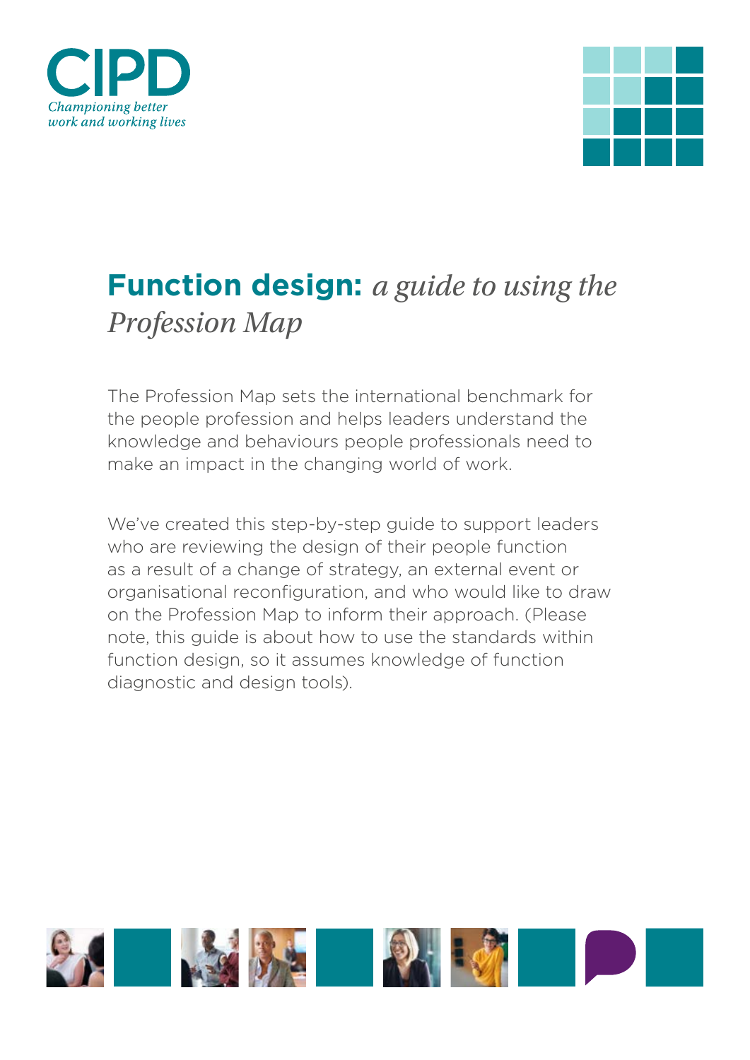CIPD

*Championing better work and working lives*

# **Function design:** *a guide to using the Profession Map*

The Profession Map sets the international benchmark for the people profession and helps leaders understand the knowledge and behaviours people professionals need to make an impact in the changing world of work.

We've created this step-by-step guide to support leaders who are reviewing the design of their people function as a result of a change of strategy, an external event or organisational reconfiguration, and who would like to draw on the Profession Map to inform their approach. (Please note, this guide is about how to use the standards within function design, so it assumes knowledge of function diagnostic and design tools).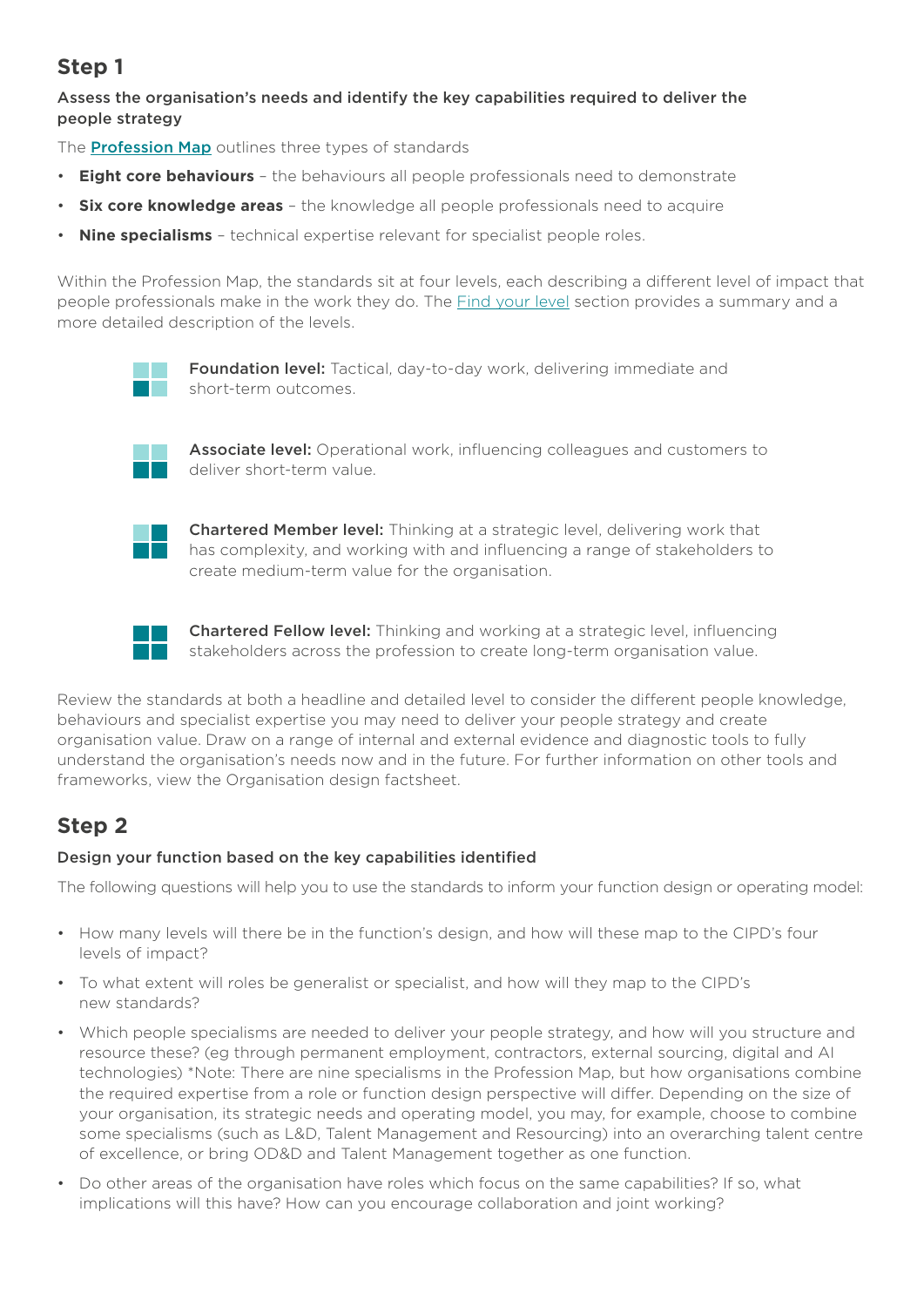## Step 1

### Assess the organisation's needs and identify the key capabilities required to deliver the people strategy

The **Profession Map** outlines three types of standards

- **Eight core behaviours** – the behaviours all people professionals need to demonstrate
- **Six core knowledge areas** – the knowledge all people professionals need to acquire
- **Nine specialisms** – technical expertise relevant for specialist people roles.

Within the Profession Map, the standards sit at four levels, each describing a different level of impact that people professionals make in the work they do. The Find your level section provides a summary and a more detailed description of the levels.

**Foundation level:** Tactical, day-to-day work, delivering immediate and short-term outcomes.

**Associate level:** Operational work, influencing colleagues and customers to deliver short-term value.

**Chartered Member level:** Thinking at a strategic level, delivering work that has complexity, and working with and influencing a range of stakeholders to create medium-term value for the organisation.

**Chartered Fellow level:** Thinking and working at a strategic level, influencing stakeholders across the profession to create long-term organisation value.

Review the standards at both a headline and detailed level to consider the different people knowledge, behaviours and specialist expertise you may need to deliver your people strategy and create organisation value. Draw on a range of internal and external evidence and diagnostic tools to fully understand the organisation's needs now and in the future. For further information on other tools and frameworks, view the Organisation design factsheet.

## Step 2

### Design your function based on the key capabilities identified

The following questions will help you to use the standards to inform your function design or operating model:

- How many levels will there be in the function's design, and how will these map to the CIPD's four levels of impact?
- To what extent will roles be generalist or specialist, and how will they map to the CIPD's new standards?
- Which people specialisms are needed to deliver your people strategy, and how will you structure and resource these? (eg through permanent employment, contractors, external sourcing, digital and AI technologies) *Note: There are nine specialisms in the Profession Map, but how organisations combine the required expertise from a role or function design perspective will differ. Depending on the size of your organisation, its strategic needs and operating model, you may, for example, choose to combine some specialisms (such as L&D, Talent Management and Resourcing) into an overarching talent centre of excellence, or bring OD&D and Talent Management together as one function.
- Do other areas of the organisation have roles which focus on the same capabilities? If so, what implications will this have? How can you encourage collaboration and joint working?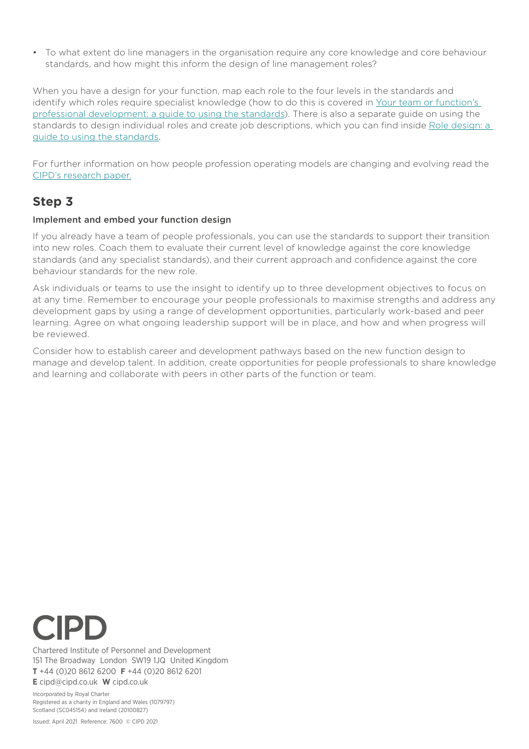- To what extent do line managers in the organisation require any core knowledge and core behaviour standards, and how might this inform the design of line management roles?

When you have a design for your function, map each role to the four levels in the standards and identify which roles require specialist knowledge (how to do this is covered in Your team or function's professional development: a guide to using the standards). There is also a separate guide on using the standards to design individual roles and create job descriptions, which you can find inside Role design: a guide to using the standards.

For further information on how people profession operating models are changing and evolving read the CIPD's research paper.

## Step 3

### Implement and embed your function design

If you already have a team of people professionals, you can use the standards to support their transition into new roles. Coach them to evaluate their current level of knowledge against the core knowledge standards (and any specialist standards), and their current approach and confidence against the core behaviour standards for the new role.

Ask individuals or teams to use the insight to identify up to three development objectives to focus on at any time. Remember to encourage your people professionals to maximise strengths and address any development gaps by using a range of development opportunities, particularly work-based and peer learning. Agree on what ongoing leadership support will be in place, and how and when progress will be reviewed.

Consider how to establish career and development pathways based on the new function design to manage and develop talent. In addition, create opportunities for people professionals to share knowledge and learning and collaborate with peers in other parts of the function or team.

CIPD

Chartered Institute of Personnel and Development
151 The Broadway London SW19 1JQ United Kingdom
**T** +44 (0)20 8612 6200 **F** +44 (0)20 8612 6201
**E** cipd@cipd.co.uk **W** cipd.co.uk

Incorporated by Royal Charter
Registered as a charity in England and Wales (1079797)
Scotland (SC045154) and Ireland (20100827)

Issued: April 2021 Reference: 7600 © CIPD 2021